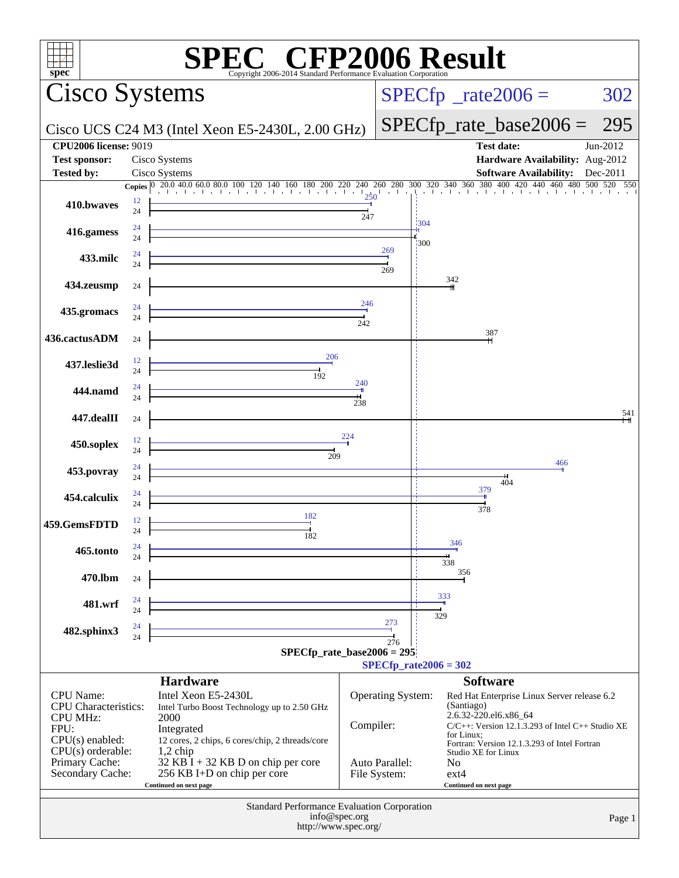# SPEC CFP2006 Result

Copyright 2006-2014 Standard Performance Evaluation Corporation

## Cisco Systems

Cisco UCS C24 M3 (Intel Xeon E5-2430L, 2.00 GHz)

SPECfp_rate2006 = 302

SPECfp_rate_base2006 = 295

| | | | |
|---|---|---|---|
| **CPU2006 license:** 9019 | | **Test date:** | Jun-2012 |
| **Test sponsor:** | Cisco Systems | **Hardware Availability:** | Aug-2012 |
| **Tested by:** | Cisco Systems | **Software Availability:** | Dec-2011 |

| Benchmark | Copies (peak) | Peak | Copies (base) | Base |
|---|---|---|---|---|
| 410.bwaves | 12 | 250 | 24 | 247 |
| 416.gamess | 24 | 304 | 24 | 300 |
| 433.milc | 24 | 269 | 24 | 269 |
| 434.zeusmp | | | 24 | 342 |
| 435.gromacs | 24 | 246 | 24 | 242 |
| 436.cactusADM | | | 24 | 387 |
| 437.leslie3d | 12 | 206 | 24 | 192 |
| 444.namd | 24 | 240 | 24 | 238 |
| 447.dealII | | | 24 | 541 |
| 450.soplex | 12 | 224 | 24 | 209 |
| 453.povray | 24 | 466 | 24 | 404 |
| 454.calculix | 24 | 379 | 24 | 378 |
| 459.GemsFDTD | 12 | 182 | 24 | 182 |
| 465.tonto | 24 | 346 | 24 | 338 |
| 470.lbm | | | 24 | 356 |
| 481.wrf | 24 | 333 | 24 | 329 |
| 482.sphinx3 | 24 | 273 | 24 | 276 |

SPECfp_rate_base2006 = 295

SPECfp_rate2006 = 302

### Hardware

| | |
|---|---|
| CPU Name: | Intel Xeon E5-2430L |
| CPU Characteristics: | Intel Turbo Boost Technology up to 2.50 GHz |
| CPU MHz: | 2000 |
| FPU: | Integrated |
| CPU(s) enabled: | 12 cores, 2 chips, 6 cores/chip, 2 threads/core |
| CPU(s) orderable: | 1,2 chip |
| Primary Cache: | 32 KB I + 32 KB D on chip per core |
| Secondary Cache: | 256 KB I+D on chip per core |

Continued on next page

### Software

| | |
|---|---|
| Operating System: | Red Hat Enterprise Linux Server release 6.2 (Santiago) 2.6.32-220.el6.x86_64 |
| Compiler: | C/C++: Version 12.1.3.293 of Intel C++ Studio XE for Linux; Fortran: Version 12.1.3.293 of Intel Fortran Studio XE for Linux |
| Auto Parallel: | No |
| File System: | ext4 |

Continued on next page

Standard Performance Evaluation Corporation
info@spec.org
http://www.spec.org/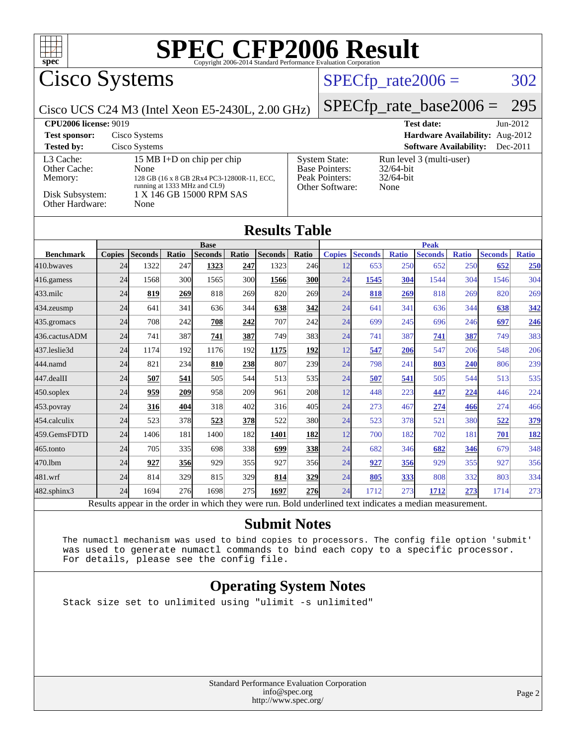# SPEC CFP2006 Result

Copyright 2006-2014 Standard Performance Evaluation Corporation

## Cisco Systems

Cisco UCS C24 M3 (Intel Xeon E5-2430L, 2.00 GHz)

SPECfp_rate2006 = 302

SPECfp_rate_base2006 = 295

| | | | |
|---|---|---|---|
| **CPU2006 license:** 9019 | | **Test date:** | Jun-2012 |
| **Test sponsor:** | Cisco Systems | **Hardware Availability:** | Aug-2012 |
| **Tested by:** | Cisco Systems | **Software Availability:** | Dec-2011 |

| | | | |
|---|---|---|---|
| L3 Cache: | 15 MB I+D on chip per chip | System State: | Run level 3 (multi-user) |
| Other Cache: | None | Base Pointers: | 32/64-bit |
| Memory: | 128 GB (16 x 8 GB 2Rx4 PC3-12800R-11, ECC, running at 1333 MHz and CL9) | Peak Pointers: | 32/64-bit |
| Disk Subsystem: | 1 X 146 GB 15000 RPM SAS | Other Software: | None |
| Other Hardware: | None | | |

## Results Table

| Benchmark | Base | | | | | | | Peak | | | | | | |
|---|---|---|---|---|---|---|---|---|---|---|---|---|---|---|
| | Copies | Seconds | Ratio | Seconds | Ratio | Seconds | Ratio | Copies | Seconds | Ratio | Seconds | Ratio | Seconds | Ratio |
| 410.bwaves | 24 | 1322 | 247 | **1323** | **247** | 1323 | 246 | 12 | 653 | 250 | 652 | 250 | **652** | **250** |
| 416.gamess | 24 | 1568 | 300 | 1565 | 300 | **1566** | **300** | 24 | **1545** | **304** | 1544 | 304 | 1546 | 304 |
| 433.milc | 24 | **819** | **269** | 818 | 269 | 820 | 269 | 24 | **818** | **269** | 818 | 269 | 820 | 269 |
| 434.zeusmp | 24 | 641 | 341 | 636 | 344 | **638** | **342** | 24 | 641 | 341 | 636 | 344 | **638** | **342** |
| 435.gromacs | 24 | 708 | 242 | **708** | **242** | 707 | 242 | 24 | 699 | 245 | 696 | 246 | **697** | **246** |
| 436.cactusADM | 24 | 741 | 387 | **741** | **387** | 749 | 383 | 24 | 741 | 387 | **741** | **387** | 749 | 383 |
| 437.leslie3d | 24 | 1174 | 192 | 1176 | 192 | **1175** | **192** | 12 | **547** | **206** | 547 | 206 | 548 | 206 |
| 444.namd | 24 | 821 | 234 | **810** | **238** | 807 | 239 | 24 | 798 | 241 | **803** | **240** | 806 | 239 |
| 447.dealII | 24 | **507** | **541** | 505 | 544 | 513 | 535 | 24 | **507** | **541** | 505 | 544 | 513 | 535 |
| 450.soplex | 24 | **959** | **209** | 958 | 209 | 961 | 208 | 12 | 448 | 223 | **447** | **224** | 446 | 224 |
| 453.povray | 24 | **316** | **404** | 318 | 402 | 316 | 405 | 24 | 273 | 467 | **274** | **466** | 274 | 466 |
| 454.calculix | 24 | 523 | 378 | **523** | **378** | 522 | 380 | 24 | 523 | 378 | 521 | 380 | **522** | **379** |
| 459.GemsFDTD | 24 | 1406 | 181 | 1400 | 182 | **1401** | **182** | 12 | 700 | 182 | 702 | 181 | **701** | **182** |
| 465.tonto | 24 | 705 | 335 | 698 | 338 | **699** | **338** | 24 | 682 | 346 | **682** | **346** | 679 | 348 |
| 470.lbm | 24 | **927** | **356** | 929 | 355 | 927 | 356 | 24 | **927** | **356** | 929 | 355 | 927 | 356 |
| 481.wrf | 24 | 814 | 329 | 815 | 329 | **814** | **329** | 24 | **805** | **333** | 808 | 332 | 803 | 334 |
| 482.sphinx3 | 24 | 1694 | 276 | 1698 | 275 | **1697** | **276** | 24 | 1712 | 273 | **1712** | **273** | 1714 | 273 |

Results appear in the order in which they were run. Bold underlined text indicates a median measurement.

## Submit Notes

```
The numactl mechanism was used to bind copies to processors. The config file option 'submit'
was used to generate numactl commands to bind each copy to a specific processor.
For details, please see the config file.
```

## Operating System Notes

```
Stack size set to unlimited using "ulimit -s unlimited"
```

Standard Performance Evaluation Corporation
info@spec.org
http://www.spec.org/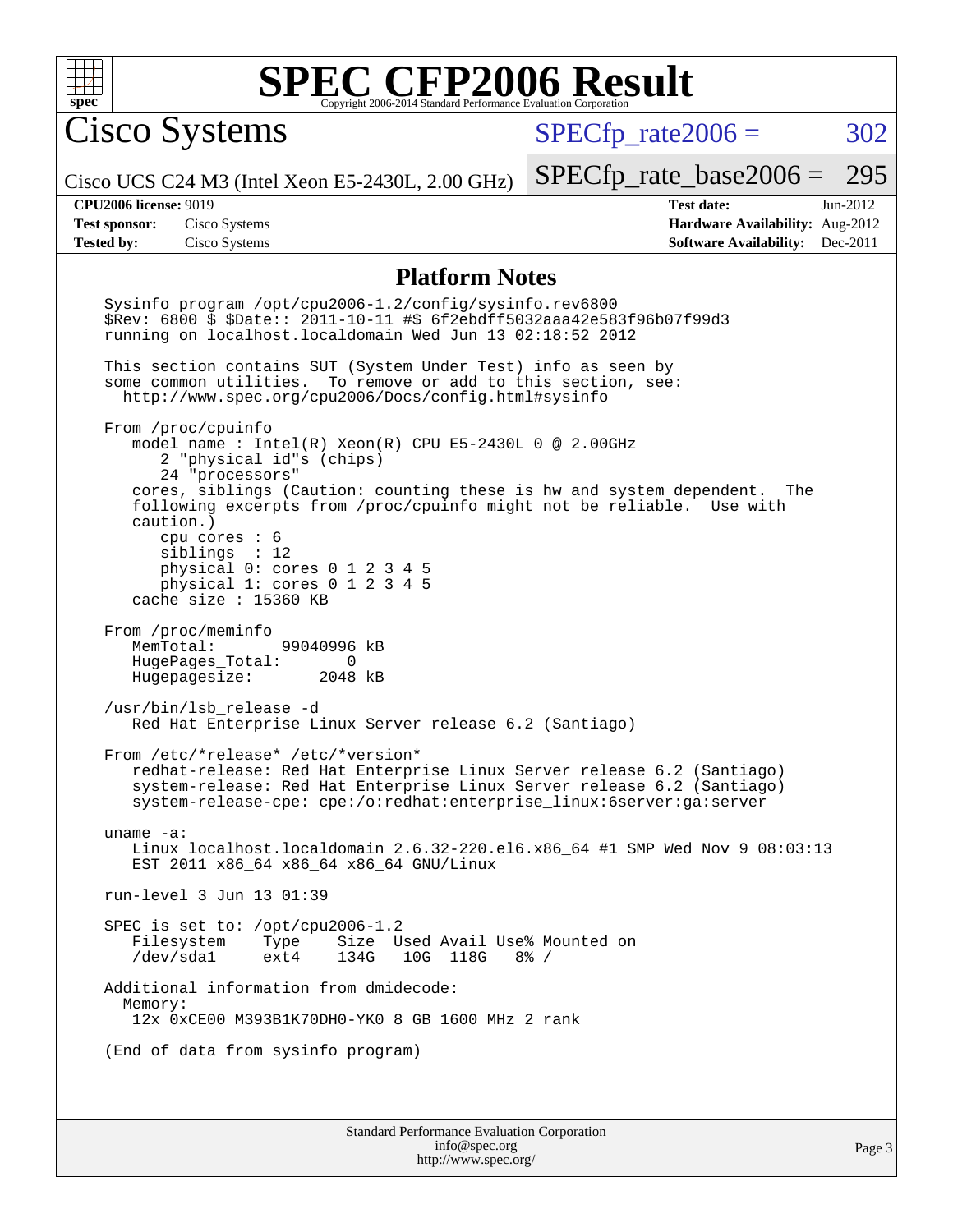# SPEC CFP2006 Result

Copyright 2006-2014 Standard Performance Evaluation Corporation

**Cisco Systems**

Cisco UCS C24 M3 (Intel Xeon E5-2430L, 2.00 GHz)

SPECfp_rate2006 = 302

SPECfp_rate_base2006 = 295

| | | | |
|---|---|---|---|
| **CPU2006 license:** 9019 | | **Test date:** | Jun-2012 |
| **Test sponsor:** | Cisco Systems | **Hardware Availability:** | Aug-2012 |
| **Tested by:** | Cisco Systems | **Software Availability:** | Dec-2011 |

## Platform Notes

```
Sysinfo program /opt/cpu2006-1.2/config/sysinfo.rev6800
$Rev: 6800 $ $Date:: 2011-10-11 #$ 6f2ebdff5032aaa42e583f96b07f99d3
running on localhost.localdomain Wed Jun 13 02:18:52 2012

This section contains SUT (System Under Test) info as seen by
some common utilities.  To remove or add to this section, see:
  http://www.spec.org/cpu2006/Docs/config.html#sysinfo

From /proc/cpuinfo
   model name : Intel(R) Xeon(R) CPU E5-2430L 0 @ 2.00GHz
      2 "physical id"s (chips)
      24 "processors"
   cores, siblings (Caution: counting these is hw and system dependent.  The
   following excerpts from /proc/cpuinfo might not be reliable.  Use with
   caution.)
      cpu cores : 6
      siblings  : 12
      physical 0: cores 0 1 2 3 4 5
      physical 1: cores 0 1 2 3 4 5
   cache size : 15360 KB

From /proc/meminfo
   MemTotal:       99040996 kB
   HugePages_Total:       0
   Hugepagesize:       2048 kB

/usr/bin/lsb_release -d
   Red Hat Enterprise Linux Server release 6.2 (Santiago)

From /etc/*release* /etc/*version*
   redhat-release: Red Hat Enterprise Linux Server release 6.2 (Santiago)
   system-release: Red Hat Enterprise Linux Server release 6.2 (Santiago)
   system-release-cpe: cpe:/o:redhat:enterprise_linux:6server:ga:server

uname -a:
   Linux localhost.localdomain 2.6.32-220.el6.x86_64 #1 SMP Wed Nov 9 08:03:13
   EST 2011 x86_64 x86_64 x86_64 GNU/Linux

run-level 3 Jun 13 01:39

SPEC is set to: /opt/cpu2006-1.2
   Filesystem    Type    Size  Used Avail Use% Mounted on
   /dev/sda1     ext4    134G   10G  118G   8% /

Additional information from dmidecode:
  Memory:
   12x 0xCE00 M393B1K70DH0-YK0 8 GB 1600 MHz 2 rank

(End of data from sysinfo program)
```

Standard Performance Evaluation Corporation
info@spec.org
http://www.spec.org/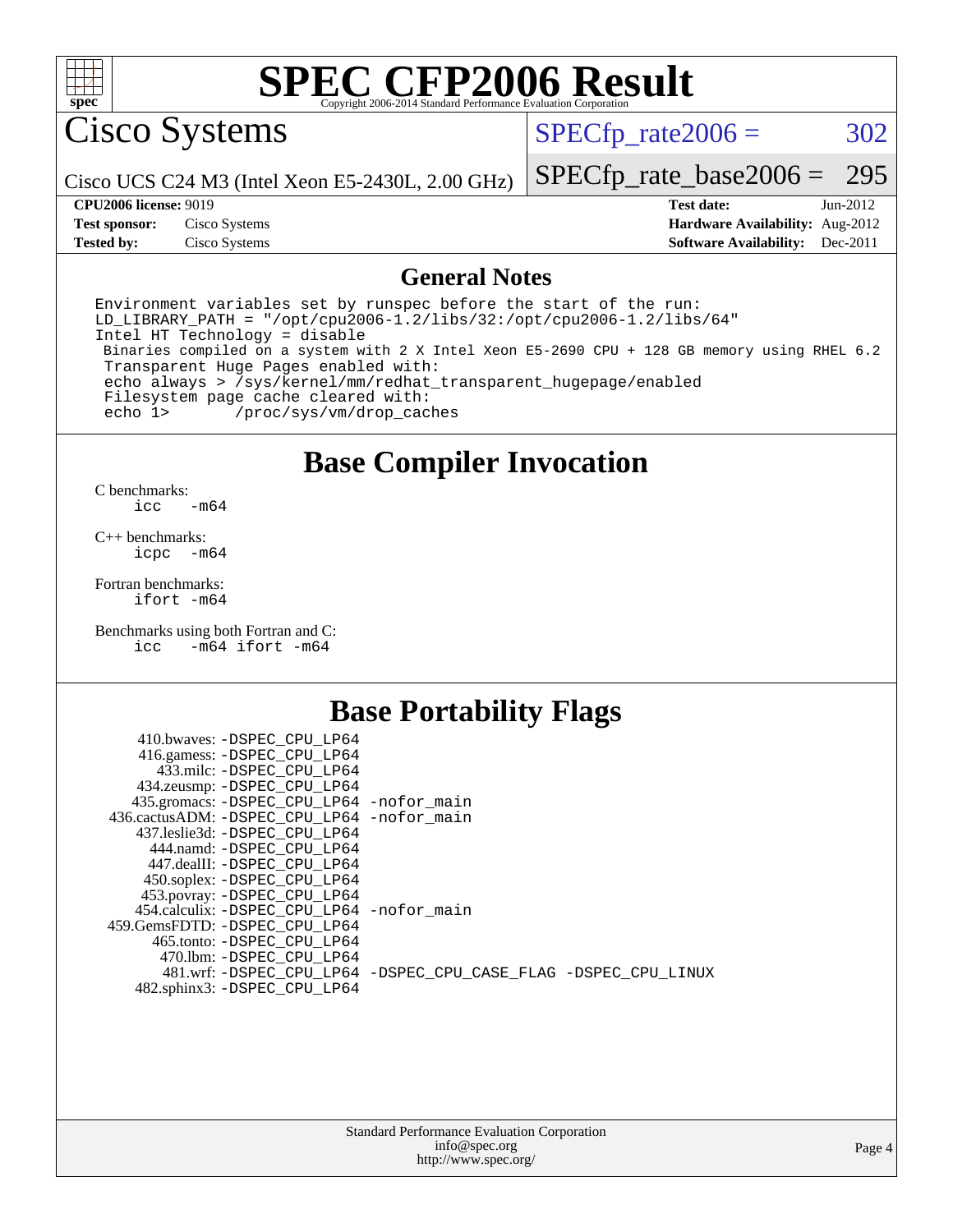# SPEC CFP2006 Result

Copyright 2006-2014 Standard Performance Evaluation Corporation

## Cisco Systems

Cisco UCS C24 M3 (Intel Xeon E5-2430L, 2.00 GHz)

SPECfp_rate2006 = 302

SPECfp_rate_base2006 = 295

| | | | |
|---|---|---|---|
| **CPU2006 license:** 9019 | | **Test date:** | Jun-2012 |
| **Test sponsor:** | Cisco Systems | **Hardware Availability:** | Aug-2012 |
| **Tested by:** | Cisco Systems | **Software Availability:** | Dec-2011 |

## General Notes

```
Environment variables set by runspec before the start of the run:
LD_LIBRARY_PATH = "/opt/cpu2006-1.2/libs/32:/opt/cpu2006-1.2/libs/64"
Intel HT Technology = disable
 Binaries compiled on a system with 2 X Intel Xeon E5-2690 CPU + 128 GB memory using RHEL 6.2
 Transparent Huge Pages enabled with:
 echo always > /sys/kernel/mm/redhat_transparent_hugepage/enabled
 Filesystem page cache cleared with:
 echo 1>       /proc/sys/vm/drop_caches
```

## Base Compiler Invocation

C benchmarks:
    icc   -m64

C++ benchmarks:
    icpc   -m64

Fortran benchmarks:
    ifort -m64

Benchmarks using both Fortran and C:
    icc   -m64 ifort -m64

## Base Portability Flags

410.bwaves: -DSPEC_CPU_LP64
416.gamess: -DSPEC_CPU_LP64
433.milc: -DSPEC_CPU_LP64
434.zeusmp: -DSPEC_CPU_LP64
435.gromacs: -DSPEC_CPU_LP64 -nofor_main
436.cactusADM: -DSPEC_CPU_LP64 -nofor_main
437.leslie3d: -DSPEC_CPU_LP64
444.namd: -DSPEC_CPU_LP64
447.dealII: -DSPEC_CPU_LP64
450.soplex: -DSPEC_CPU_LP64
453.povray: -DSPEC_CPU_LP64
454.calculix: -DSPEC_CPU_LP64 -nofor_main
459.GemsFDTD: -DSPEC_CPU_LP64
465.tonto: -DSPEC_CPU_LP64
470.lbm: -DSPEC_CPU_LP64
481.wrf: -DSPEC_CPU_LP64 -DSPEC_CPU_CASE_FLAG -DSPEC_CPU_LINUX
482.sphinx3: -DSPEC_CPU_LP64

Standard Performance Evaluation Corporation
info@spec.org
http://www.spec.org/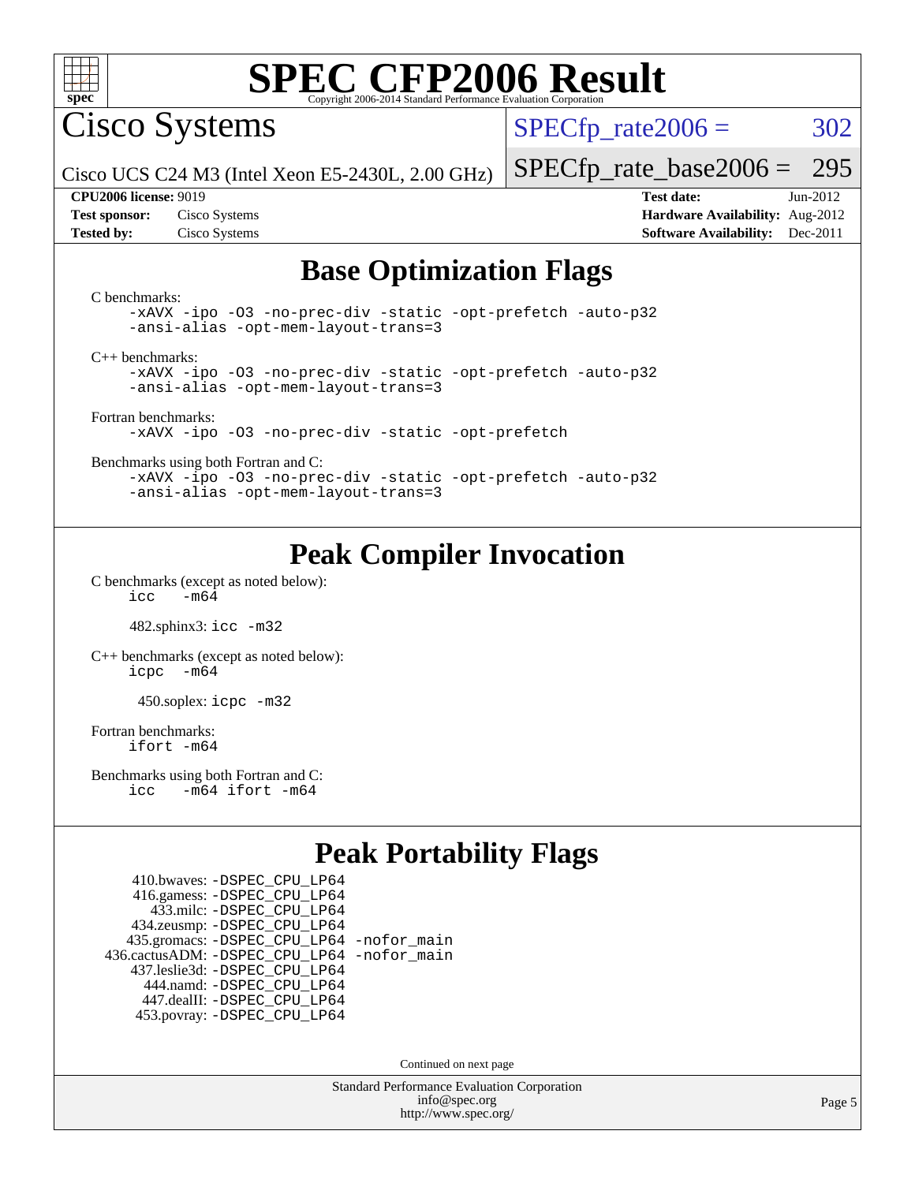# SPEC CFP2006 Result

Copyright 2006-2014 Standard Performance Evaluation Corporation

## Cisco Systems

Cisco UCS C24 M3 (Intel Xeon E5-2430L, 2.00 GHz)

SPECfp_rate2006 = 302

SPECfp_rate_base2006 = 295

**CPU2006 license:** 9019
**Test sponsor:** Cisco Systems
**Tested by:** Cisco Systems

**Test date:** Jun-2012
**Hardware Availability:** Aug-2012
**Software Availability:** Dec-2011

## Base Optimization Flags

C benchmarks:

```
-xAVX -ipo -O3 -no-prec-div -static -opt-prefetch -auto-p32
-ansi-alias -opt-mem-layout-trans=3
```

C++ benchmarks:

```
-xAVX -ipo -O3 -no-prec-div -static -opt-prefetch -auto-p32
-ansi-alias -opt-mem-layout-trans=3
```

Fortran benchmarks:

```
-xAVX -ipo -O3 -no-prec-div -static -opt-prefetch
```

Benchmarks using both Fortran and C:

```
-xAVX -ipo -O3 -no-prec-div -static -opt-prefetch -auto-p32
-ansi-alias -opt-mem-layout-trans=3
```

## Peak Compiler Invocation

C benchmarks (except as noted below):

```
icc   -m64
```

482.sphinx3: `icc -m32`

C++ benchmarks (except as noted below):

```
icpc  -m64
```

450.soplex: `icpc -m32`

Fortran benchmarks:

```
ifort -m64
```

Benchmarks using both Fortran and C:

```
icc   -m64 ifort -m64
```

## Peak Portability Flags

410.bwaves: -DSPEC_CPU_LP64
416.gamess: -DSPEC_CPU_LP64
433.milc: -DSPEC_CPU_LP64
434.zeusmp: -DSPEC_CPU_LP64
435.gromacs: -DSPEC_CPU_LP64 -nofor_main
436.cactusADM: -DSPEC_CPU_LP64 -nofor_main
437.leslie3d: -DSPEC_CPU_LP64
444.namd: -DSPEC_CPU_LP64
447.dealII: -DSPEC_CPU_LP64
453.povray: -DSPEC_CPU_LP64

Continued on next page

Standard Performance Evaluation Corporation
info@spec.org
http://www.spec.org/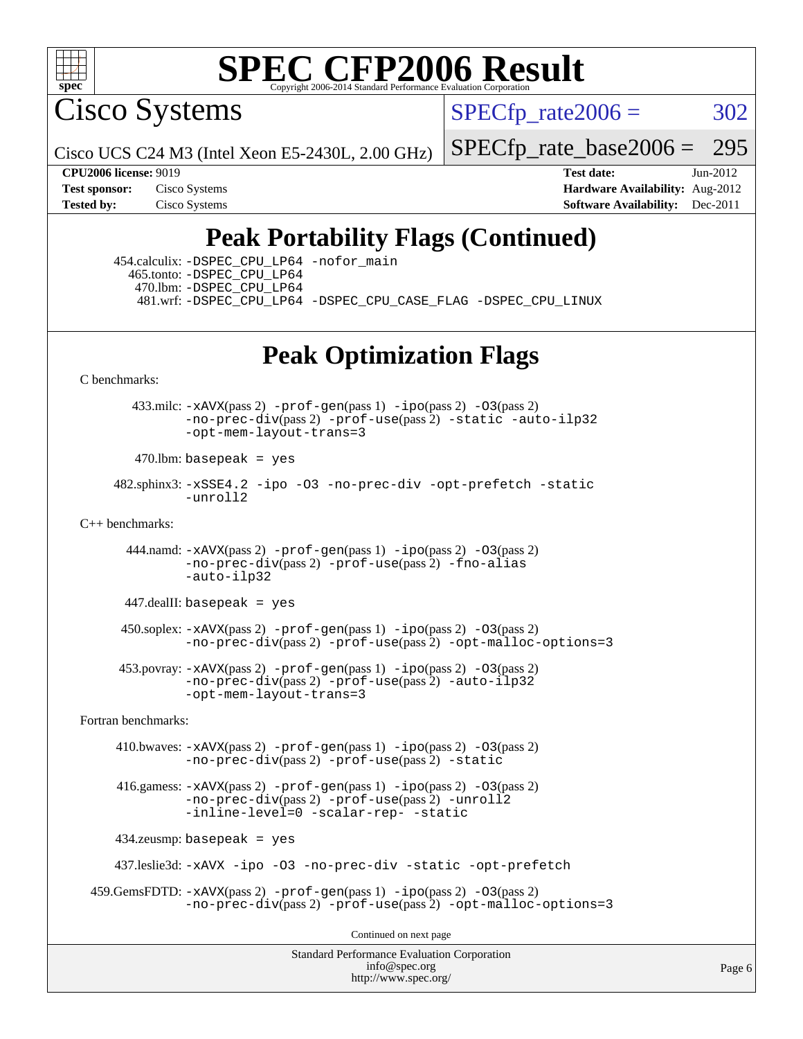# SPEC CFP2006 Result

Copyright 2006-2014 Standard Performance Evaluation Corporation

**Cisco Systems**

Cisco UCS C24 M3 (Intel Xeon E5-2430L, 2.00 GHz)

SPECfp_rate2006 = 302

SPECfp_rate_base2006 = 295

| | | | |
|---|---|---|---|
| **CPU2006 license:** 9019 | | **Test date:** | Jun-2012 |
| **Test sponsor:** | Cisco Systems | **Hardware Availability:** | Aug-2012 |
| **Tested by:** | Cisco Systems | **Software Availability:** | Dec-2011 |

## Peak Portability Flags (Continued)

454.calculix: `-DSPEC_CPU_LP64 -nofor_main`
465.tonto: `-DSPEC_CPU_LP64`
470.lbm: `-DSPEC_CPU_LP64`
481.wrf: `-DSPEC_CPU_LP64 -DSPEC_CPU_CASE_FLAG -DSPEC_CPU_LINUX`

## Peak Optimization Flags

C benchmarks:

433.milc: `-xAVX`(pass 2) `-prof-gen`(pass 1) `-ipo`(pass 2) `-O3`(pass 2) `-no-prec-div`(pass 2) `-prof-use`(pass 2) `-static -auto-ilp32 -opt-mem-layout-trans=3`

470.lbm: `basepeak = yes`

482.sphinx3: `-xSSE4.2 -ipo -O3 -no-prec-div -opt-prefetch -static -unroll2`

C++ benchmarks:

444.namd: `-xAVX`(pass 2) `-prof-gen`(pass 1) `-ipo`(pass 2) `-O3`(pass 2) `-no-prec-div`(pass 2) `-prof-use`(pass 2) `-fno-alias -auto-ilp32`

447.dealII: `basepeak = yes`

450.soplex: `-xAVX`(pass 2) `-prof-gen`(pass 1) `-ipo`(pass 2) `-O3`(pass 2) `-no-prec-div`(pass 2) `-prof-use`(pass 2) `-opt-malloc-options=3`

453.povray: `-xAVX`(pass 2) `-prof-gen`(pass 1) `-ipo`(pass 2) `-O3`(pass 2) `-no-prec-div`(pass 2) `-prof-use`(pass 2) `-auto-ilp32 -opt-mem-layout-trans=3`

Fortran benchmarks:

410.bwaves: `-xAVX`(pass 2) `-prof-gen`(pass 1) `-ipo`(pass 2) `-O3`(pass 2) `-no-prec-div`(pass 2) `-prof-use`(pass 2) `-static`

416.gamess: `-xAVX`(pass 2) `-prof-gen`(pass 1) `-ipo`(pass 2) `-O3`(pass 2) `-no-prec-div`(pass 2) `-prof-use`(pass 2) `-unroll2 -inline-level=0 -scalar-rep- -static`

434.zeusmp: `basepeak = yes`

437.leslie3d: `-xAVX -ipo -O3 -no-prec-div -static -opt-prefetch`

459.GemsFDTD: `-xAVX`(pass 2) `-prof-gen`(pass 1) `-ipo`(pass 2) `-O3`(pass 2) `-no-prec-div`(pass 2) `-prof-use`(pass 2) `-opt-malloc-options=3`

Continued on next page

Standard Performance Evaluation Corporation
info@spec.org
http://www.spec.org/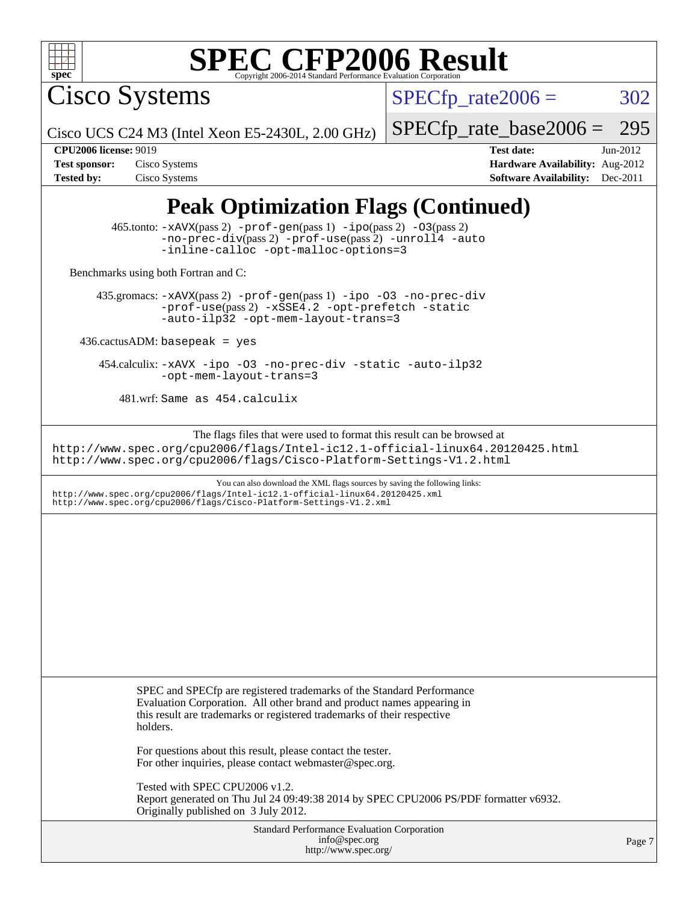# Peak Optimization Flags (Continued)

465.tonto: -xAVX(pass 2) -prof-gen(pass 1) -ipo(pass 2) -O3(pass 2) -no-prec-div(pass 2) -prof-use(pass 2) -unroll4 -auto -inline-calloc -opt-malloc-options=3

Benchmarks using both Fortran and C:

435.gromacs: -xAVX(pass 2) -prof-gen(pass 1) -ipo -O3 -no-prec-div -prof-use(pass 2) -xSSE4.2 -opt-prefetch -static -auto-ilp32 -opt-mem-layout-trans=3

436.cactusADM: basepeak = yes

454.calculix: -xAVX -ipo -O3 -no-prec-div -static -auto-ilp32 -opt-mem-layout-trans=3

481.wrf: Same as 454.calculix

The flags files that were used to format this result can be browsed at
http://www.spec.org/cpu2006/flags/Intel-ic12.1-official-linux64.20120425.html
http://www.spec.org/cpu2006/flags/Cisco-Platform-Settings-V1.2.html

You can also download the XML flags sources by saving the following links:
http://www.spec.org/cpu2006/flags/Intel-ic12.1-official-linux64.20120425.xml
http://www.spec.org/cpu2006/flags/Cisco-Platform-Settings-V1.2.xml

SPEC and SPECfp are registered trademarks of the Standard Performance Evaluation Corporation. All other brand and product names appearing in this result are trademarks or registered trademarks of their respective holders.

For questions about this result, please contact the tester.
For other inquiries, please contact webmaster@spec.org.

Tested with SPEC CPU2006 v1.2.
Report generated on Thu Jul 24 09:49:38 2014 by SPEC CPU2006 PS/PDF formatter v6932.
Originally published on 3 July 2012.